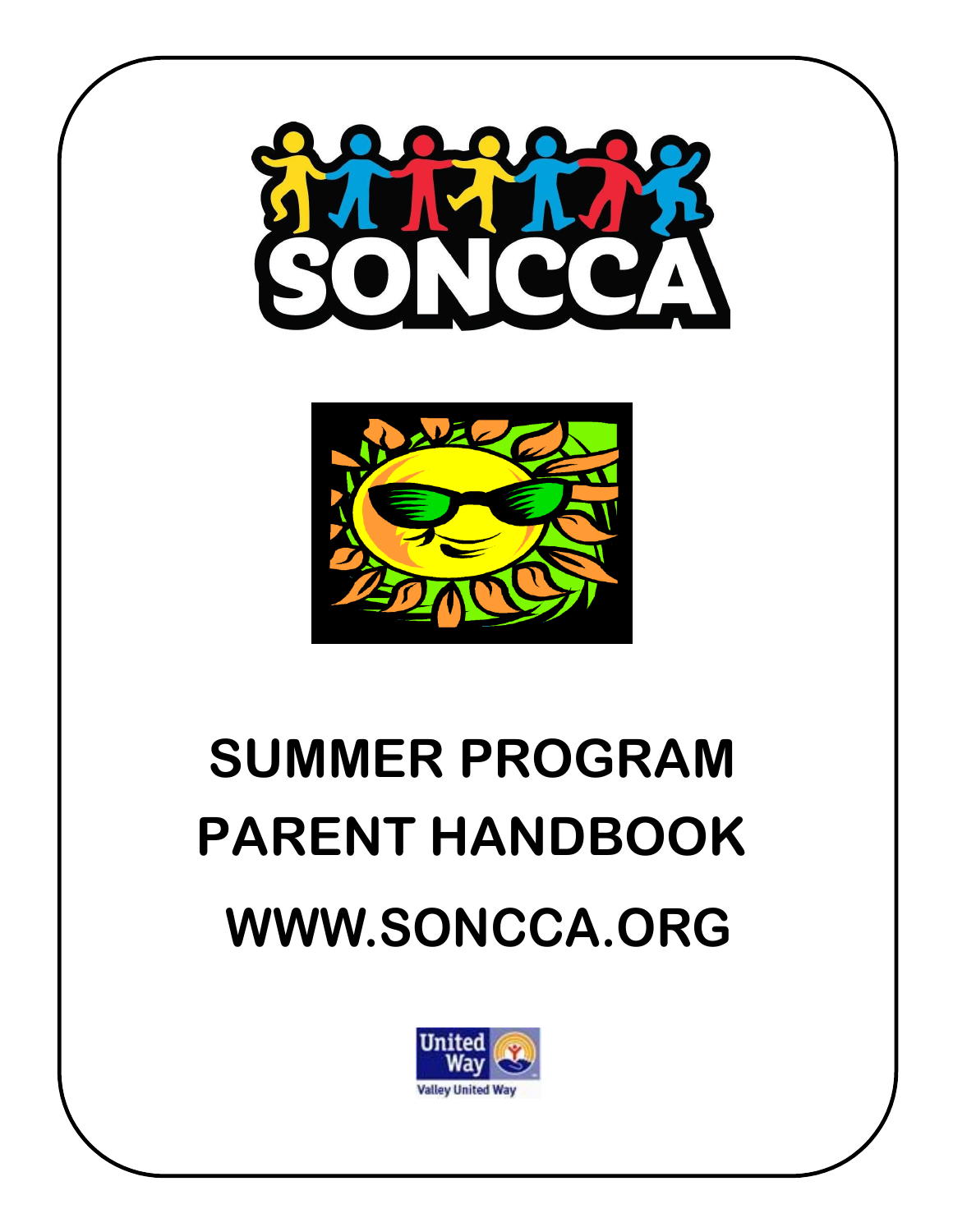# SONCCA

# SUMMER PROGRAM PARENT HANDBOOK

## WWW.SONCCA.ORG

United Way

Valley United Way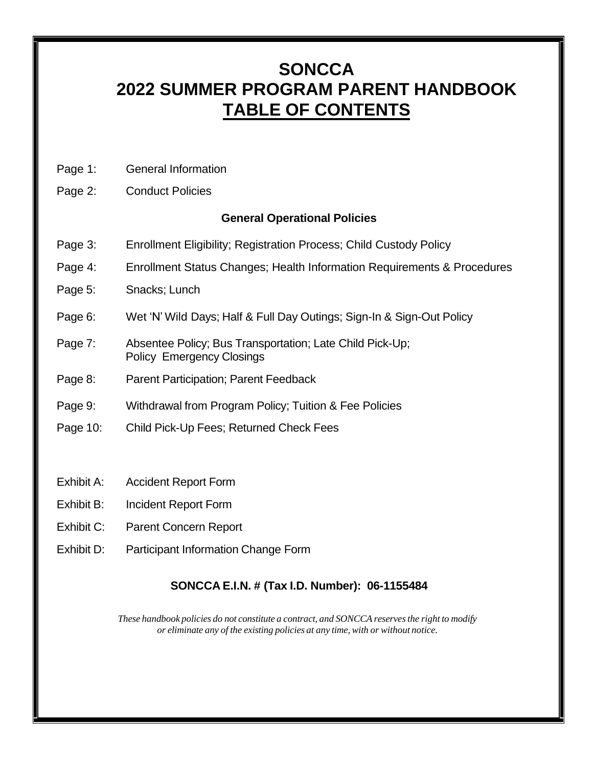# SONCCA
# 2022 SUMMER PROGRAM PARENT HANDBOOK
# TABLE OF CONTENTS

Page 1: General Information

Page 2: Conduct Policies

**General Operational Policies**

Page 3: Enrollment Eligibility; Registration Process; Child Custody Policy

Page 4: Enrollment Status Changes; Health Information Requirements & Procedures

Page 5: Snacks; Lunch

Page 6: Wet 'N' Wild Days; Half & Full Day Outings; Sign-In & Sign-Out Policy

Page 7: Absentee Policy; Bus Transportation; Late Child Pick-Up; Policy Emergency Closings

Page 8: Parent Participation; Parent Feedback

Page 9: Withdrawal from Program Policy; Tuition & Fee Policies

Page 10: Child Pick-Up Fees; Returned Check Fees

Exhibit A: Accident Report Form

Exhibit B: Incident Report Form

Exhibit C: Parent Concern Report

Exhibit D: Participant Information Change Form

**SONCCA E.I.N. # (Tax I.D. Number): 06-1155484**

*These handbook policies do not constitute a contract, and SONCCA reserves the right to modify or eliminate any of the existing policies at any time, with or without notice.*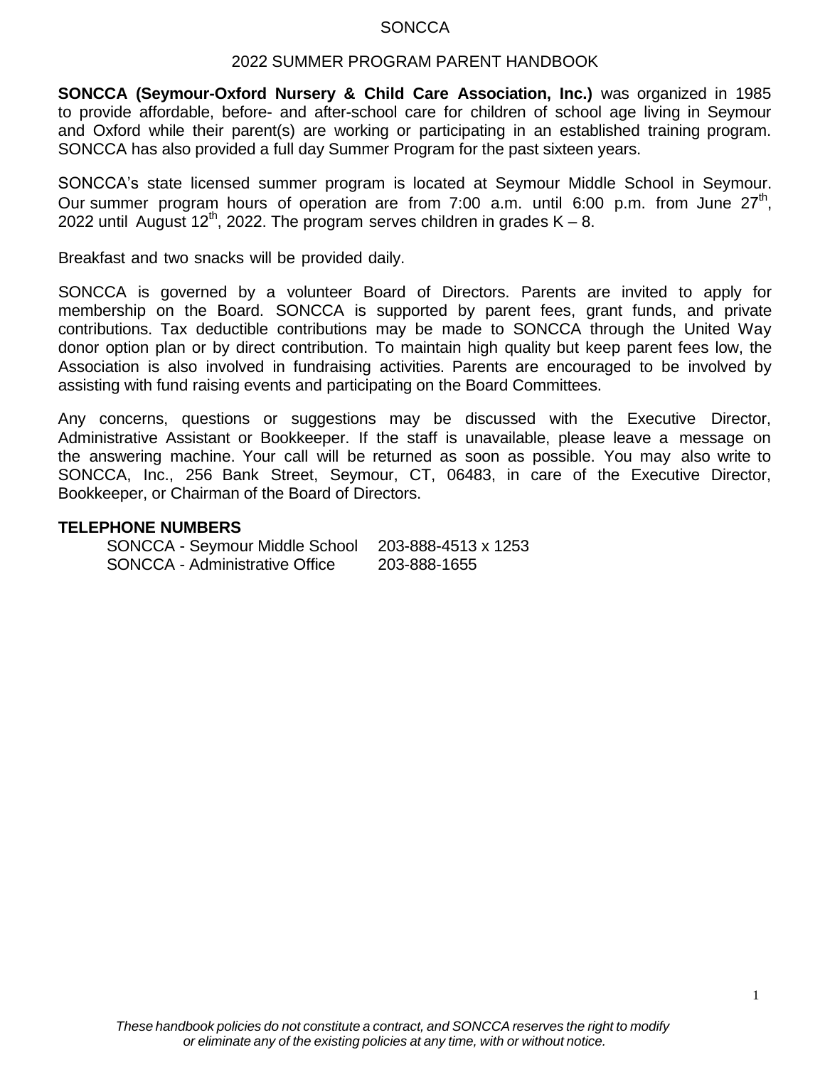# SONCCA

## 2022 SUMMER PROGRAM PARENT HANDBOOK

**SONCCA (Seymour-Oxford Nursery & Child Care Association, Inc.)** was organized in 1985 to provide affordable, before- and after-school care for children of school age living in Seymour and Oxford while their parent(s) are working or participating in an established training program. SONCCA has also provided a full day Summer Program for the past sixteen years.

SONCCA's state licensed summer program is located at Seymour Middle School in Seymour. Our summer program hours of operation are from 7:00 a.m. until 6:00 p.m. from June 27th, 2022 until August 12th, 2022. The program serves children in grades K – 8.

Breakfast and two snacks will be provided daily.

SONCCA is governed by a volunteer Board of Directors. Parents are invited to apply for membership on the Board. SONCCA is supported by parent fees, grant funds, and private contributions. Tax deductible contributions may be made to SONCCA through the United Way donor option plan or by direct contribution. To maintain high quality but keep parent fees low, the Association is also involved in fundraising activities. Parents are encouraged to be involved by assisting with fund raising events and participating on the Board Committees.

Any concerns, questions or suggestions may be discussed with the Executive Director, Administrative Assistant or Bookkeeper. If the staff is unavailable, please leave a message on the answering machine. Your call will be returned as soon as possible. You may also write to SONCCA, Inc., 256 Bank Street, Seymour, CT, 06483, in care of the Executive Director, Bookkeeper, or Chairman of the Board of Directors.

### TELEPHONE NUMBERS

| | |
|---|---|
| SONCCA - Seymour Middle School | 203-888-4513 x 1253 |
| SONCCA - Administrative Office | 203-888-1655 |

*These handbook policies do not constitute a contract, and SONCCA reserves the right to modify or eliminate any of the existing policies at any time, with or without notice.*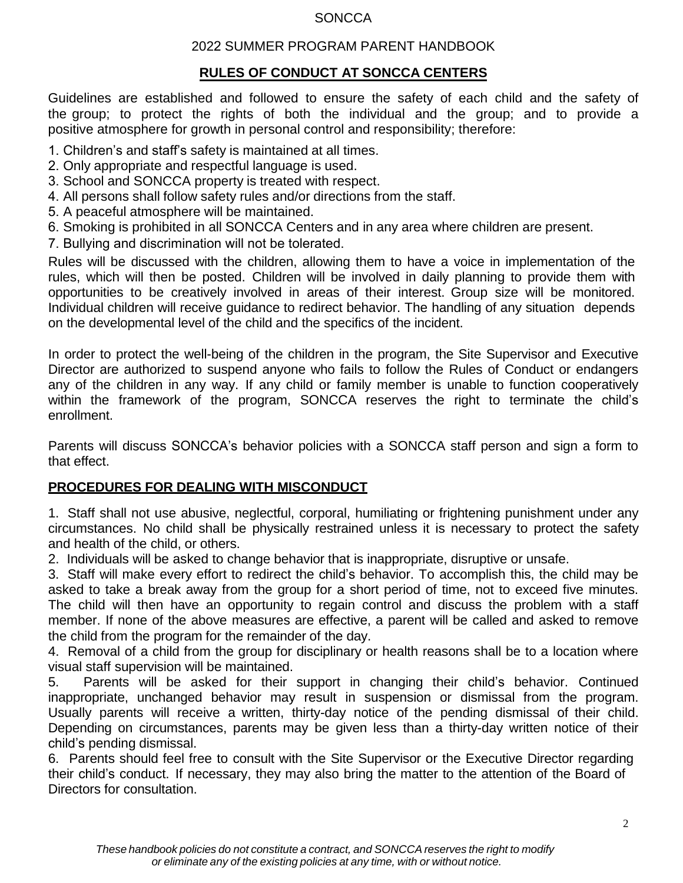SONCCA

2022 SUMMER PROGRAM PARENT HANDBOOK

## RULES OF CONDUCT AT SONCCA CENTERS

Guidelines are established and followed to ensure the safety of each child and the safety of the group; to protect the rights of both the individual and the group; and to provide a positive atmosphere for growth in personal control and responsibility; therefore:

1. Children's and staff's safety is maintained at all times.
2. Only appropriate and respectful language is used.
3. School and SONCCA property is treated with respect.
4. All persons shall follow safety rules and/or directions from the staff.
5. A peaceful atmosphere will be maintained.
6. Smoking is prohibited in all SONCCA Centers and in any area where children are present.
7. Bullying and discrimination will not be tolerated.

Rules will be discussed with the children, allowing them to have a voice in implementation of the rules, which will then be posted. Children will be involved in daily planning to provide them with opportunities to be creatively involved in areas of their interest. Group size will be monitored. Individual children will receive guidance to redirect behavior. The handling of any situation depends on the developmental level of the child and the specifics of the incident.

In order to protect the well-being of the children in the program, the Site Supervisor and Executive Director are authorized to suspend anyone who fails to follow the Rules of Conduct or endangers any of the children in any way. If any child or family member is unable to function cooperatively within the framework of the program, SONCCA reserves the right to terminate the child's enrollment.

Parents will discuss SONCCA's behavior policies with a SONCCA staff person and sign a form to that effect.

## PROCEDURES FOR DEALING WITH MISCONDUCT

1. Staff shall not use abusive, neglectful, corporal, humiliating or frightening punishment under any circumstances. No child shall be physically restrained unless it is necessary to protect the safety and health of the child, or others.
2. Individuals will be asked to change behavior that is inappropriate, disruptive or unsafe.
3. Staff will make every effort to redirect the child's behavior. To accomplish this, the child may be asked to take a break away from the group for a short period of time, not to exceed five minutes. The child will then have an opportunity to regain control and discuss the problem with a staff member. If none of the above measures are effective, a parent will be called and asked to remove the child from the program for the remainder of the day.
4. Removal of a child from the group for disciplinary or health reasons shall be to a location where visual staff supervision will be maintained.
5. Parents will be asked for their support in changing their child's behavior. Continued inappropriate, unchanged behavior may result in suspension or dismissal from the program. Usually parents will receive a written, thirty-day notice of the pending dismissal of their child. Depending on circumstances, parents may be given less than a thirty-day written notice of their child's pending dismissal.
6. Parents should feel free to consult with the Site Supervisor or the Executive Director regarding their child's conduct. If necessary, they may also bring the matter to the attention of the Board of Directors for consultation.

*These handbook policies do not constitute a contract, and SONCCA reserves the right to modify or eliminate any of the existing policies at any time, with or without notice.*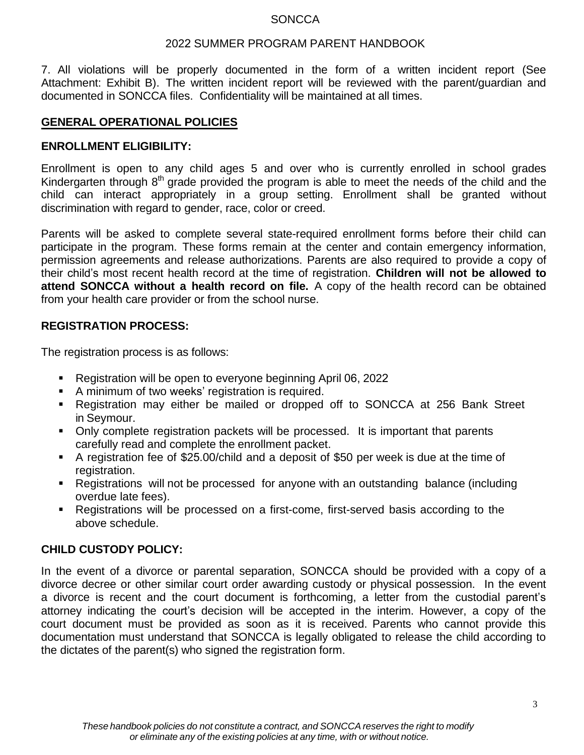7. All violations will be properly documented in the form of a written incident report (See Attachment: Exhibit B). The written incident report will be reviewed with the parent/guardian and documented in SONCCA files. Confidentiality will be maintained at all times.

## GENERAL OPERATIONAL POLICIES

### ENROLLMENT ELIGIBILITY:

Enrollment is open to any child ages 5 and over who is currently enrolled in school grades Kindergarten through 8th grade provided the program is able to meet the needs of the child and the child can interact appropriately in a group setting. Enrollment shall be granted without discrimination with regard to gender, race, color or creed.

Parents will be asked to complete several state-required enrollment forms before their child can participate in the program. These forms remain at the center and contain emergency information, permission agreements and release authorizations. Parents are also required to provide a copy of their child's most recent health record at the time of registration. **Children will not be allowed to attend SONCCA without a health record on file.** A copy of the health record can be obtained from your health care provider or from the school nurse.

### REGISTRATION PROCESS:

The registration process is as follows:

- Registration will be open to everyone beginning April 06, 2022
- A minimum of two weeks' registration is required.
- Registration may either be mailed or dropped off to SONCCA at 256 Bank Street in Seymour.
- Only complete registration packets will be processed. It is important that parents carefully read and complete the enrollment packet.
- A registration fee of $25.00/child and a deposit of $50 per week is due at the time of registration.
- Registrations will not be processed for anyone with an outstanding balance (including overdue late fees).
- Registrations will be processed on a first-come, first-served basis according to the above schedule.

### CHILD CUSTODY POLICY:

In the event of a divorce or parental separation, SONCCA should be provided with a copy of a divorce decree or other similar court order awarding custody or physical possession. In the event a divorce is recent and the court document is forthcoming, a letter from the custodial parent's attorney indicating the court's decision will be accepted in the interim. However, a copy of the court document must be provided as soon as it is received. Parents who cannot provide this documentation must understand that SONCCA is legally obligated to release the child according to the dictates of the parent(s) who signed the registration form.

*These handbook policies do not constitute a contract, and SONCCA reserves the right to modify or eliminate any of the existing policies at any time, with or without notice.*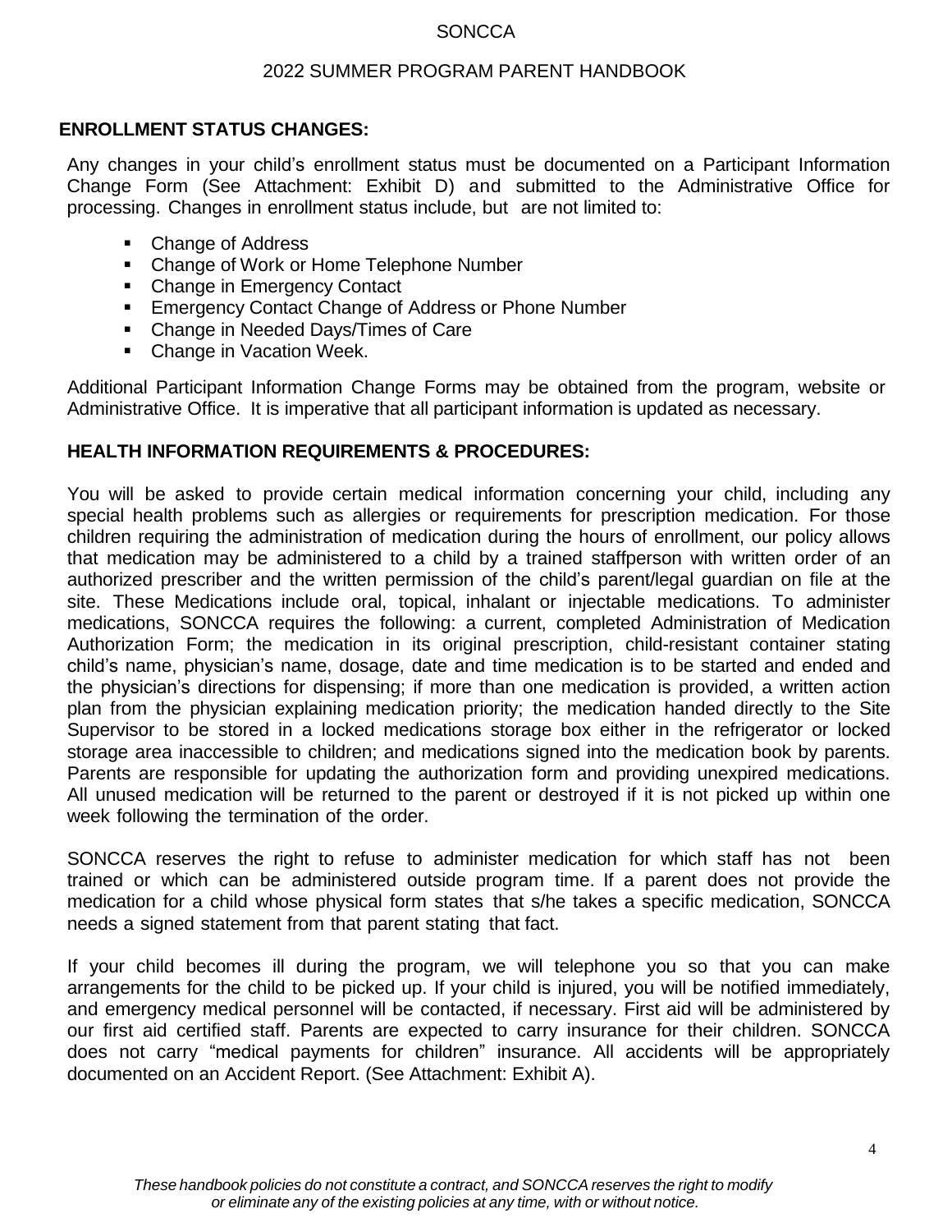## ENROLLMENT STATUS CHANGES:

Any changes in your child's enrollment status must be documented on a Participant Information Change Form (See Attachment: Exhibit D) and submitted to the Administrative Office for processing. Changes in enrollment status include, but are not limited to:

- Change of Address
- Change of Work or Home Telephone Number
- Change in Emergency Contact
- Emergency Contact Change of Address or Phone Number
- Change in Needed Days/Times of Care
- Change in Vacation Week.

Additional Participant Information Change Forms may be obtained from the program, website or Administrative Office. It is imperative that all participant information is updated as necessary.

## HEALTH INFORMATION REQUIREMENTS & PROCEDURES:

You will be asked to provide certain medical information concerning your child, including any special health problems such as allergies or requirements for prescription medication. For those children requiring the administration of medication during the hours of enrollment, our policy allows that medication may be administered to a child by a trained staffperson with written order of an authorized prescriber and the written permission of the child's parent/legal guardian on file at the site. These Medications include oral, topical, inhalant or injectable medications. To administer medications, SONCCA requires the following: a current, completed Administration of Medication Authorization Form; the medication in its original prescription, child-resistant container stating child's name, physician's name, dosage, date and time medication is to be started and ended and the physician's directions for dispensing; if more than one medication is provided, a written action plan from the physician explaining medication priority; the medication handed directly to the Site Supervisor to be stored in a locked medications storage box either in the refrigerator or locked storage area inaccessible to children; and medications signed into the medication book by parents. Parents are responsible for updating the authorization form and providing unexpired medications. All unused medication will be returned to the parent or destroyed if it is not picked up within one week following the termination of the order.

SONCCA reserves the right to refuse to administer medication for which staff has not been trained or which can be administered outside program time. If a parent does not provide the medication for a child whose physical form states that s/he takes a specific medication, SONCCA needs a signed statement from that parent stating that fact.

If your child becomes ill during the program, we will telephone you so that you can make arrangements for the child to be picked up. If your child is injured, you will be notified immediately, and emergency medical personnel will be contacted, if necessary. First aid will be administered by our first aid certified staff. Parents are expected to carry insurance for their children. SONCCA does not carry "medical payments for children" insurance. All accidents will be appropriately documented on an Accident Report. (See Attachment: Exhibit A).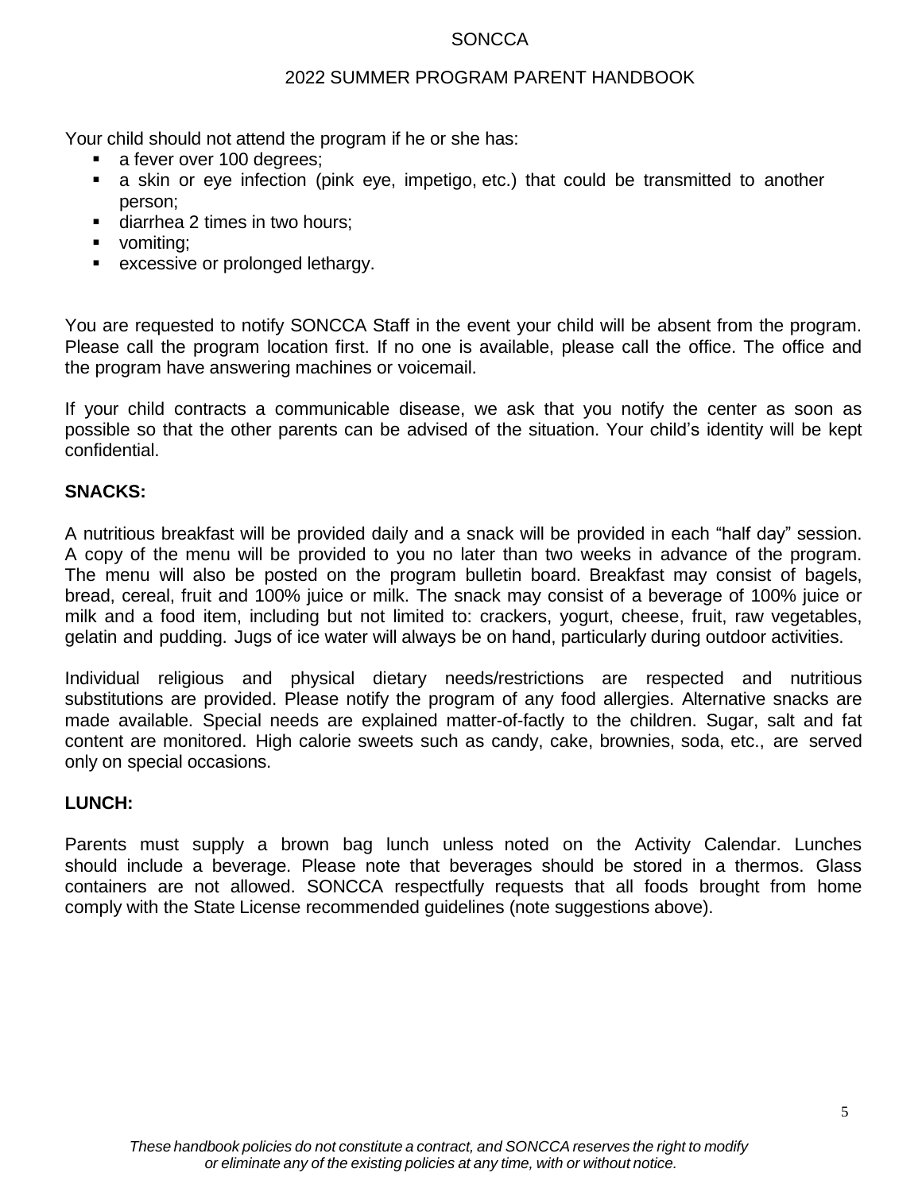Your child should not attend the program if he or she has:

- a fever over 100 degrees;
- a skin or eye infection (pink eye, impetigo, etc.) that could be transmitted to another person;
- diarrhea 2 times in two hours;
- vomiting;
- excessive or prolonged lethargy.

You are requested to notify SONCCA Staff in the event your child will be absent from the program. Please call the program location first. If no one is available, please call the office. The office and the program have answering machines or voicemail.

If your child contracts a communicable disease, we ask that you notify the center as soon as possible so that the other parents can be advised of the situation. Your child's identity will be kept confidential.

**SNACKS:**

A nutritious breakfast will be provided daily and a snack will be provided in each "half day" session. A copy of the menu will be provided to you no later than two weeks in advance of the program. The menu will also be posted on the program bulletin board. Breakfast may consist of bagels, bread, cereal, fruit and 100% juice or milk. The snack may consist of a beverage of 100% juice or milk and a food item, including but not limited to: crackers, yogurt, cheese, fruit, raw vegetables, gelatin and pudding. Jugs of ice water will always be on hand, particularly during outdoor activities.

Individual religious and physical dietary needs/restrictions are respected and nutritious substitutions are provided. Please notify the program of any food allergies. Alternative snacks are made available. Special needs are explained matter-of-factly to the children. Sugar, salt and fat content are monitored. High calorie sweets such as candy, cake, brownies, soda, etc., are served only on special occasions.

**LUNCH:**

Parents must supply a brown bag lunch unless noted on the Activity Calendar. Lunches should include a beverage. Please note that beverages should be stored in a thermos. Glass containers are not allowed. SONCCA respectfully requests that all foods brought from home comply with the State License recommended guidelines (note suggestions above).

*These handbook policies do not constitute a contract, and SONCCA reserves the right to modify or eliminate any of the existing policies at any time, with or without notice.*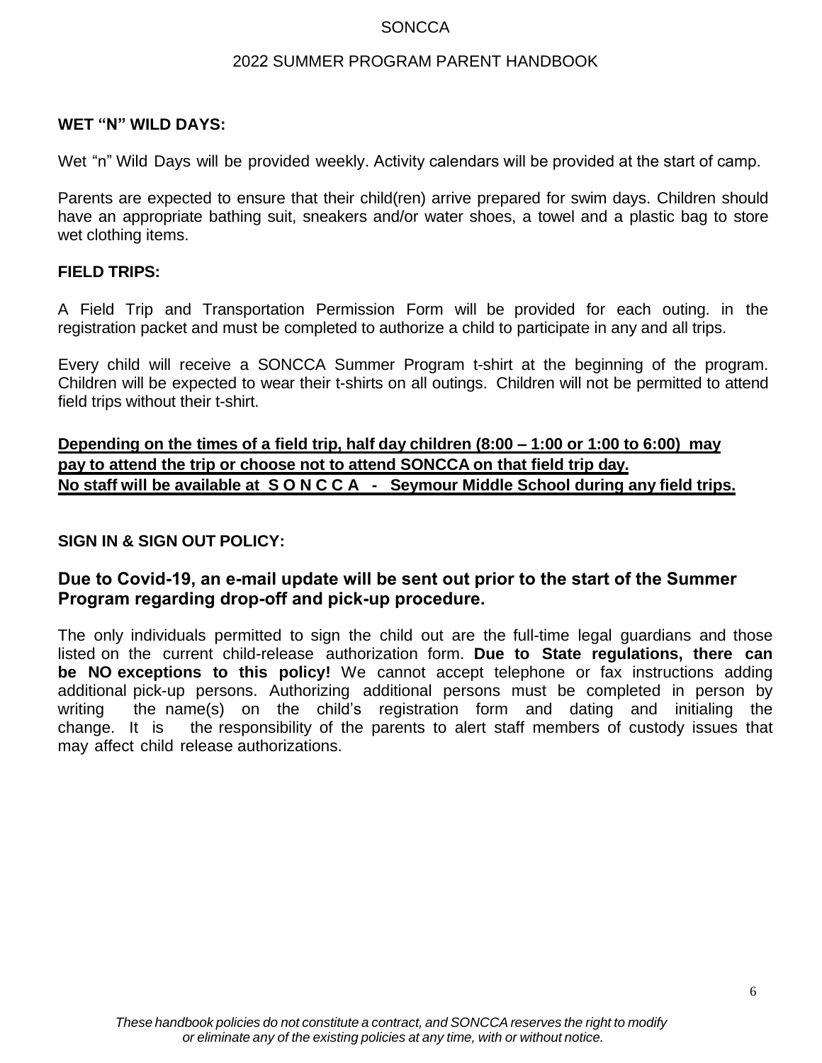### WET "N" WILD DAYS:

Wet "n" Wild Days will be provided weekly. Activity calendars will be provided at the start of camp.

Parents are expected to ensure that their child(ren) arrive prepared for swim days. Children should have an appropriate bathing suit, sneakers and/or water shoes, a towel and a plastic bag to store wet clothing items.

### FIELD TRIPS:

A Field Trip and Transportation Permission Form will be provided for each outing. in the registration packet and must be completed to authorize a child to participate in any and all trips.

Every child will receive a SONCCA Summer Program t-shirt at the beginning of the program. Children will be expected to wear their t-shirts on all outings. Children will not be permitted to attend field trips without their t-shirt.

**Depending on the times of a field trip, half day children (8:00 – 1:00 or 1:00 to 6:00) may pay to attend the trip or choose not to attend SONCCA on that field trip day.**
**No staff will be available at S O N C C A - Seymour Middle School during any field trips.**

### SIGN IN & SIGN OUT POLICY:

## Due to Covid-19, an e-mail update will be sent out prior to the start of the Summer Program regarding drop-off and pick-up procedure.

The only individuals permitted to sign the child out are the full-time legal guardians and those listed on the current child-release authorization form. **Due to State regulations, there can be NO exceptions to this policy!** We cannot accept telephone or fax instructions adding additional pick-up persons. Authorizing additional persons must be completed in person by writing the name(s) on the child's registration form and dating and initialing the change. It is the responsibility of the parents to alert staff members of custody issues that may affect child release authorizations.

*These handbook policies do not constitute a contract, and SONCCA reserves the right to modify or eliminate any of the existing policies at any time, with or without notice.*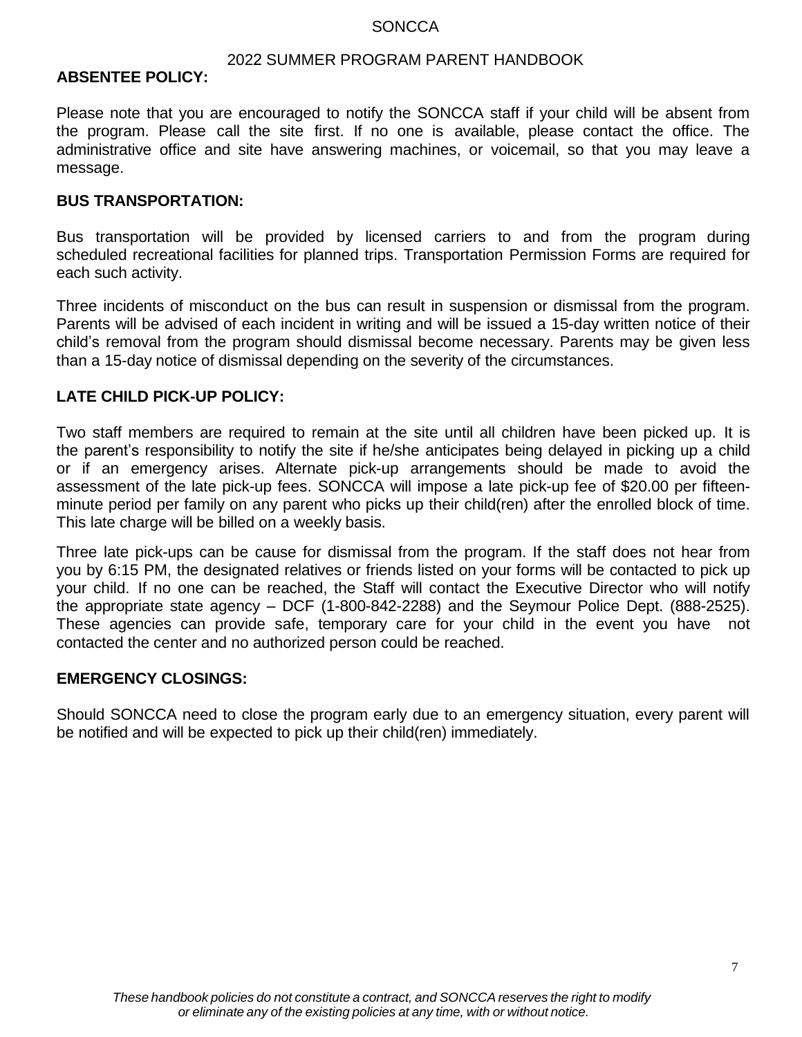## ABSENTEE POLICY:

Please note that you are encouraged to notify the SONCCA staff if your child will be absent from the program. Please call the site first. If no one is available, please contact the office. The administrative office and site have answering machines, or voicemail, so that you may leave a message.

## BUS TRANSPORTATION:

Bus transportation will be provided by licensed carriers to and from the program during scheduled recreational facilities for planned trips. Transportation Permission Forms are required for each such activity.

Three incidents of misconduct on the bus can result in suspension or dismissal from the program. Parents will be advised of each incident in writing and will be issued a 15-day written notice of their child's removal from the program should dismissal become necessary. Parents may be given less than a 15-day notice of dismissal depending on the severity of the circumstances.

## LATE CHILD PICK-UP POLICY:

Two staff members are required to remain at the site until all children have been picked up. It is the parent's responsibility to notify the site if he/she anticipates being delayed in picking up a child or if an emergency arises. Alternate pick-up arrangements should be made to avoid the assessment of the late pick-up fees. SONCCA will impose a late pick-up fee of $20.00 per fifteen-minute period per family on any parent who picks up their child(ren) after the enrolled block of time. This late charge will be billed on a weekly basis.

Three late pick-ups can be cause for dismissal from the program. If the staff does not hear from you by 6:15 PM, the designated relatives or friends listed on your forms will be contacted to pick up your child. If no one can be reached, the Staff will contact the Executive Director who will notify the appropriate state agency – DCF (1-800-842-2288) and the Seymour Police Dept. (888-2525). These agencies can provide safe, temporary care for your child in the event you have not contacted the center and no authorized person could be reached.

## EMERGENCY CLOSINGS:

Should SONCCA need to close the program early due to an emergency situation, every parent will be notified and will be expected to pick up their child(ren) immediately.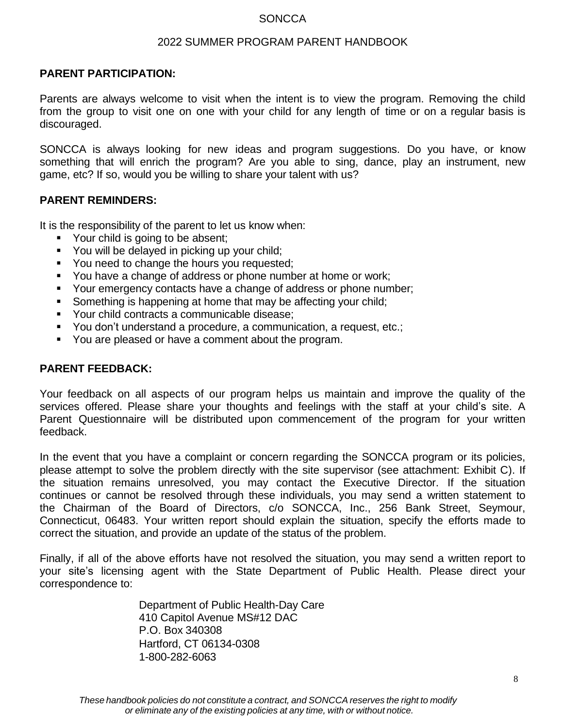## PARENT PARTICIPATION:

Parents are always welcome to visit when the intent is to view the program. Removing the child from the group to visit one on one with your child for any length of time or on a regular basis is discouraged.

SONCCA is always looking for new ideas and program suggestions. Do you have, or know something that will enrich the program? Are you able to sing, dance, play an instrument, new game, etc? If so, would you be willing to share your talent with us?

## PARENT REMINDERS:

It is the responsibility of the parent to let us know when:

- Your child is going to be absent;
- You will be delayed in picking up your child;
- You need to change the hours you requested;
- You have a change of address or phone number at home or work;
- Your emergency contacts have a change of address or phone number;
- Something is happening at home that may be affecting your child;
- Your child contracts a communicable disease;
- You don't understand a procedure, a communication, a request, etc.;
- You are pleased or have a comment about the program.

## PARENT FEEDBACK:

Your feedback on all aspects of our program helps us maintain and improve the quality of the services offered. Please share your thoughts and feelings with the staff at your child's site. A Parent Questionnaire will be distributed upon commencement of the program for your written feedback.

In the event that you have a complaint or concern regarding the SONCCA program or its policies, please attempt to solve the problem directly with the site supervisor (see attachment: Exhibit C). If the situation remains unresolved, you may contact the Executive Director. If the situation continues or cannot be resolved through these individuals, you may send a written statement to the Chairman of the Board of Directors, c/o SONCCA, Inc., 256 Bank Street, Seymour, Connecticut, 06483. Your written report should explain the situation, specify the efforts made to correct the situation, and provide an update of the status of the problem.

Finally, if all of the above efforts have not resolved the situation, you may send a written report to your site's licensing agent with the State Department of Public Health. Please direct your correspondence to:

Department of Public Health-Day Care
410 Capitol Avenue MS#12 DAC
P.O. Box 340308
Hartford, CT 06134-0308
1-800-282-6063

*These handbook policies do not constitute a contract, and SONCCA reserves the right to modify or eliminate any of the existing policies at any time, with or without notice.*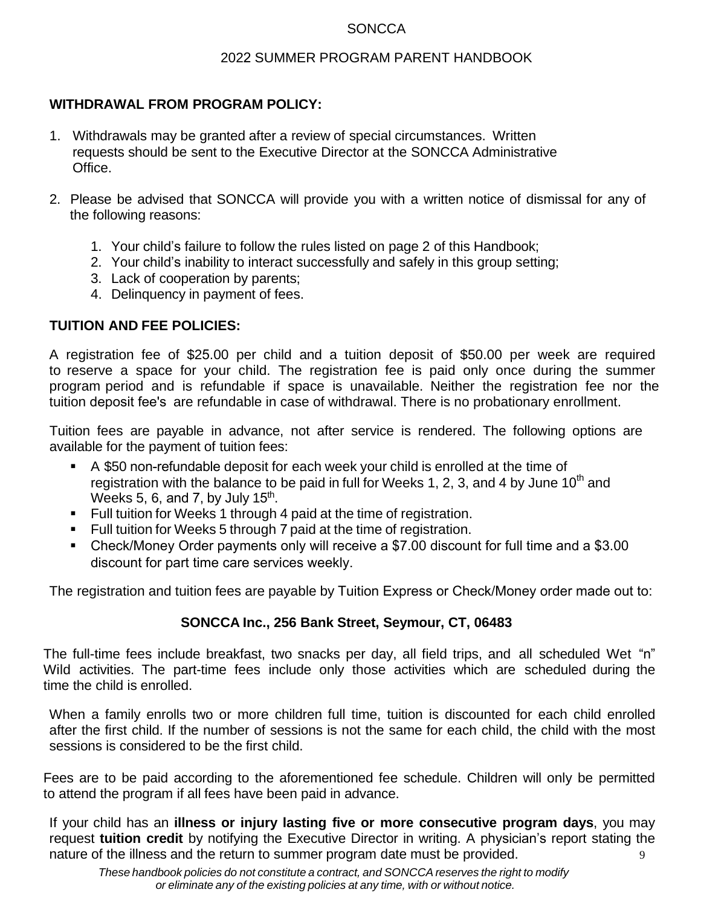**WITHDRAWAL FROM PROGRAM POLICY:**

1. Withdrawals may be granted after a review of special circumstances. Written requests should be sent to the Executive Director at the SONCCA Administrative Office.

2. Please be advised that SONCCA will provide you with a written notice of dismissal for any of the following reasons:

    1. Your child's failure to follow the rules listed on page 2 of this Handbook;
    2. Your child's inability to interact successfully and safely in this group setting;
    3. Lack of cooperation by parents;
    4. Delinquency in payment of fees.

**TUITION AND FEE POLICIES:**

A registration fee of $25.00 per child and a tuition deposit of $50.00 per week are required to reserve a space for your child. The registration fee is paid only once during the summer program period and is refundable if space is unavailable. Neither the registration fee nor the tuition deposit fee's are refundable in case of withdrawal. There is no probationary enrollment.

Tuition fees are payable in advance, not after service is rendered. The following options are available for the payment of tuition fees:

- A $50 non-refundable deposit for each week your child is enrolled at the time of registration with the balance to be paid in full for Weeks 1, 2, 3, and 4 by June 10th and Weeks 5, 6, and 7, by July 15th.
- Full tuition for Weeks 1 through 4 paid at the time of registration.
- Full tuition for Weeks 5 through 7 paid at the time of registration.
- Check/Money Order payments only will receive a $7.00 discount for full time and a $3.00 discount for part time care services weekly.

The registration and tuition fees are payable by Tuition Express or Check/Money order made out to:

**SONCCA Inc., 256 Bank Street, Seymour, CT, 06483**

The full-time fees include breakfast, two snacks per day, all field trips, and all scheduled Wet "n" Wild activities. The part-time fees include only those activities which are scheduled during the time the child is enrolled.

When a family enrolls two or more children full time, tuition is discounted for each child enrolled after the first child. If the number of sessions is not the same for each child, the child with the most sessions is considered to be the first child.

Fees are to be paid according to the aforementioned fee schedule. Children will only be permitted to attend the program if all fees have been paid in advance.

If your child has an **illness or injury lasting five or more consecutive program days**, you may request **tuition credit** by notifying the Executive Director in writing. A physician's report stating the nature of the illness and the return to summer program date must be provided.

*These handbook policies do not constitute a contract, and SONCCA reserves the right to modify or eliminate any of the existing policies at any time, with or without notice.*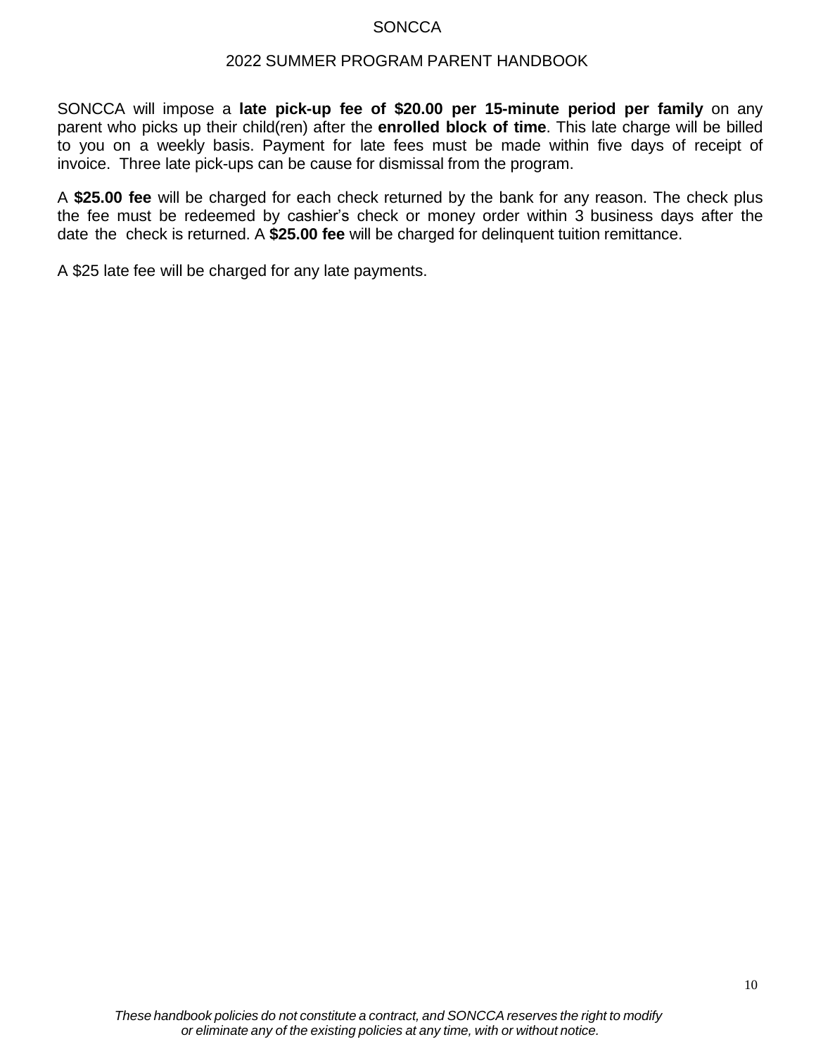SONCCA will impose a **late pick-up fee of $20.00 per 15-minute period per family** on any parent who picks up their child(ren) after the **enrolled block of time**. This late charge will be billed to you on a weekly basis. Payment for late fees must be made within five days of receipt of invoice. Three late pick-ups can be cause for dismissal from the program.

A **$25.00 fee** will be charged for each check returned by the bank for any reason. The check plus the fee must be redeemed by cashier's check or money order within 3 business days after the date the check is returned. A **$25.00 fee** will be charged for delinquent tuition remittance.

A $25 late fee will be charged for any late payments.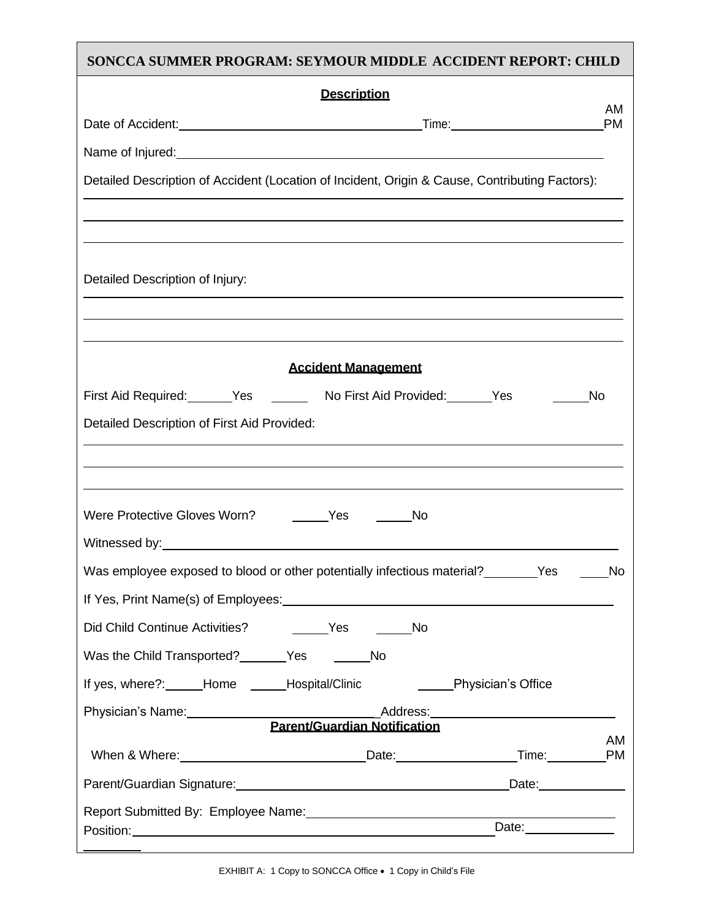## SONCCA SUMMER PROGRAM: SEYMOUR MIDDLE ACCIDENT REPORT: CHILD

**Description**

Date of Accident:___________________________ Time:_________________ AM PM

Name of Injured:______________________________________________________

Detailed Description of Accident (Location of Incident, Origin & Cause, Contributing Factors):

_______________________________________________________________________

_______________________________________________________________________

_______________________________________________________________________

Detailed Description of Injury:

_______________________________________________________________________

_______________________________________________________________________

_______________________________________________________________________

**Accident Management**

First Aid Required:_____Yes _____ No First Aid Provided:_____Yes _____No

Detailed Description of First Aid Provided:

_______________________________________________________________________

_______________________________________________________________________

_______________________________________________________________________

Were Protective Gloves Worn? _____Yes _____No

Witnessed by:_________________________________________________________

Was employee exposed to blood or other potentially infectious material?_______Yes _____No

If Yes, Print Name(s) of Employees:______________________________________

Did Child Continue Activities? _____Yes _____No

Was the Child Transported?_____Yes _____No

If yes, where?:_____Home _____Hospital/Clinic _____Physician's Office

Physician's Name:______________________ Address:______________________

**Parent/Guardian Notification**

When & Where:______________________ Date:______________ Time:________ AM PM

Parent/Guardian Signature:________________________________ Date:__________

Report Submitted By: Employee Name:_____________________________________

Position:_____________________________________________ Date:__________

EXHIBIT A: 1 Copy to SONCCA Office • 1 Copy in Child's File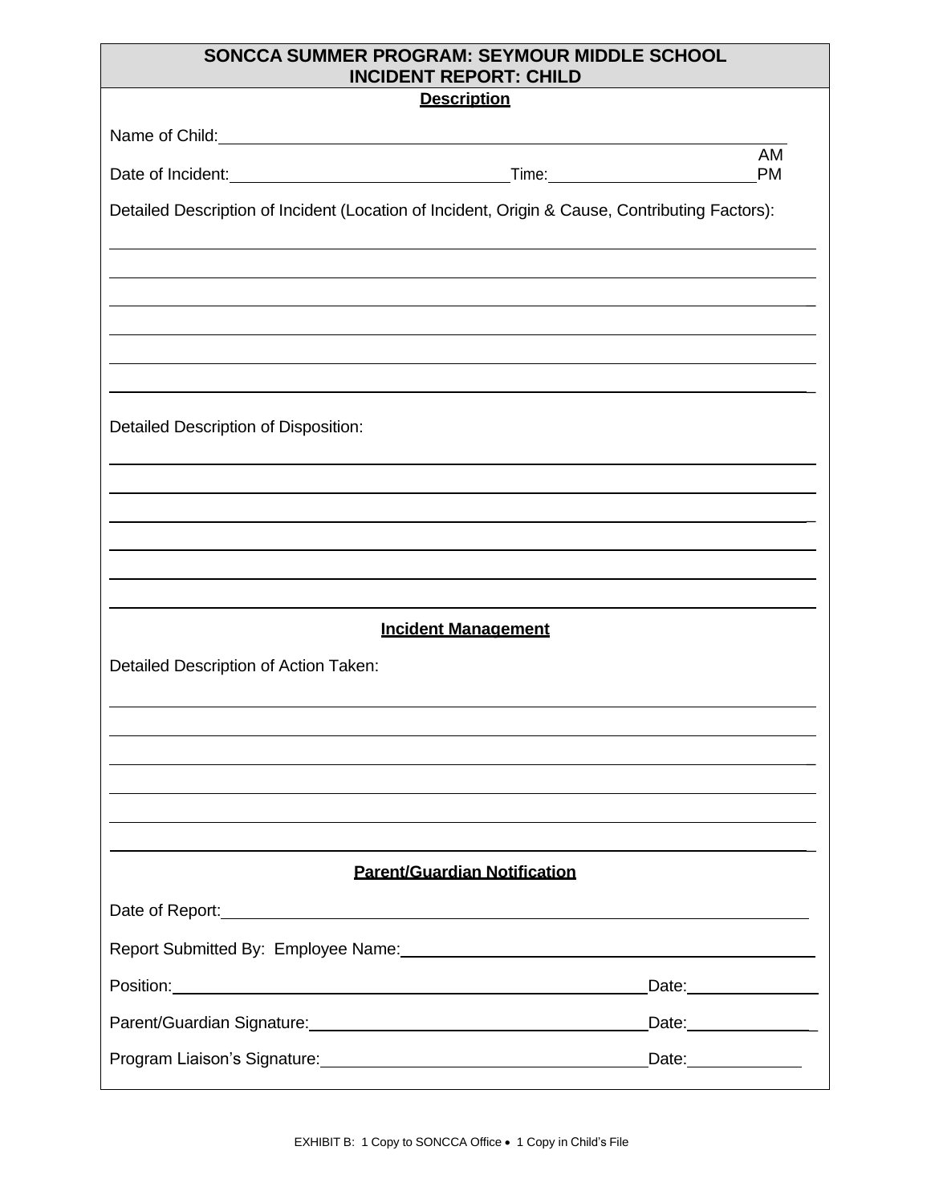# SONCCA SUMMER PROGRAM: SEYMOUR MIDDLE SCHOOL
## INCIDENT REPORT: CHILD

**Description**

Name of Child:\_\_\_\_\_\_\_\_\_\_\_\_\_\_\_\_\_\_\_\_\_\_\_\_\_\_\_\_\_\_\_\_\_\_\_\_\_\_\_\_\_\_\_\_\_\_\_\_\_\_

Date of Incident:\_\_\_\_\_\_\_\_\_\_\_\_\_\_\_\_\_\_\_\_\_\_\_\_\_ Time:\_\_\_\_\_\_\_\_\_\_\_\_\_\_\_\_\_\_\_\_ AM PM

Detailed Description of Incident (Location of Incident, Origin & Cause, Contributing Factors):

\_\_\_\_\_\_\_\_\_\_\_\_\_\_\_\_\_\_\_\_\_\_\_\_\_\_\_\_\_\_\_\_\_\_\_\_\_\_\_\_\_\_\_\_\_\_\_\_\_\_\_\_\_\_\_\_\_\_\_\_\_\_\_\_

\_\_\_\_\_\_\_\_\_\_\_\_\_\_\_\_\_\_\_\_\_\_\_\_\_\_\_\_\_\_\_\_\_\_\_\_\_\_\_\_\_\_\_\_\_\_\_\_\_\_\_\_\_\_\_\_\_\_\_\_\_\_\_\_

\_\_\_\_\_\_\_\_\_\_\_\_\_\_\_\_\_\_\_\_\_\_\_\_\_\_\_\_\_\_\_\_\_\_\_\_\_\_\_\_\_\_\_\_\_\_\_\_\_\_\_\_\_\_\_\_\_\_\_\_\_\_\_\_

\_\_\_\_\_\_\_\_\_\_\_\_\_\_\_\_\_\_\_\_\_\_\_\_\_\_\_\_\_\_\_\_\_\_\_\_\_\_\_\_\_\_\_\_\_\_\_\_\_\_\_\_\_\_\_\_\_\_\_\_\_\_\_\_

\_\_\_\_\_\_\_\_\_\_\_\_\_\_\_\_\_\_\_\_\_\_\_\_\_\_\_\_\_\_\_\_\_\_\_\_\_\_\_\_\_\_\_\_\_\_\_\_\_\_\_\_\_\_\_\_\_\_\_\_\_\_\_\_

\_\_\_\_\_\_\_\_\_\_\_\_\_\_\_\_\_\_\_\_\_\_\_\_\_\_\_\_\_\_\_\_\_\_\_\_\_\_\_\_\_\_\_\_\_\_\_\_\_\_\_\_\_\_\_\_\_\_\_\_\_\_\_\_

Detailed Description of Disposition:

\_\_\_\_\_\_\_\_\_\_\_\_\_\_\_\_\_\_\_\_\_\_\_\_\_\_\_\_\_\_\_\_\_\_\_\_\_\_\_\_\_\_\_\_\_\_\_\_\_\_\_\_\_\_\_\_\_\_\_\_\_\_\_\_

\_\_\_\_\_\_\_\_\_\_\_\_\_\_\_\_\_\_\_\_\_\_\_\_\_\_\_\_\_\_\_\_\_\_\_\_\_\_\_\_\_\_\_\_\_\_\_\_\_\_\_\_\_\_\_\_\_\_\_\_\_\_\_\_

\_\_\_\_\_\_\_\_\_\_\_\_\_\_\_\_\_\_\_\_\_\_\_\_\_\_\_\_\_\_\_\_\_\_\_\_\_\_\_\_\_\_\_\_\_\_\_\_\_\_\_\_\_\_\_\_\_\_\_\_\_\_\_\_

\_\_\_\_\_\_\_\_\_\_\_\_\_\_\_\_\_\_\_\_\_\_\_\_\_\_\_\_\_\_\_\_\_\_\_\_\_\_\_\_\_\_\_\_\_\_\_\_\_\_\_\_\_\_\_\_\_\_\_\_\_\_\_\_

\_\_\_\_\_\_\_\_\_\_\_\_\_\_\_\_\_\_\_\_\_\_\_\_\_\_\_\_\_\_\_\_\_\_\_\_\_\_\_\_\_\_\_\_\_\_\_\_\_\_\_\_\_\_\_\_\_\_\_\_\_\_\_\_

\_\_\_\_\_\_\_\_\_\_\_\_\_\_\_\_\_\_\_\_\_\_\_\_\_\_\_\_\_\_\_\_\_\_\_\_\_\_\_\_\_\_\_\_\_\_\_\_\_\_\_\_\_\_\_\_\_\_\_\_\_\_\_\_

**Incident Management**

Detailed Description of Action Taken:

\_\_\_\_\_\_\_\_\_\_\_\_\_\_\_\_\_\_\_\_\_\_\_\_\_\_\_\_\_\_\_\_\_\_\_\_\_\_\_\_\_\_\_\_\_\_\_\_\_\_\_\_\_\_\_\_\_\_\_\_\_\_\_\_

\_\_\_\_\_\_\_\_\_\_\_\_\_\_\_\_\_\_\_\_\_\_\_\_\_\_\_\_\_\_\_\_\_\_\_\_\_\_\_\_\_\_\_\_\_\_\_\_\_\_\_\_\_\_\_\_\_\_\_\_\_\_\_\_

\_\_\_\_\_\_\_\_\_\_\_\_\_\_\_\_\_\_\_\_\_\_\_\_\_\_\_\_\_\_\_\_\_\_\_\_\_\_\_\_\_\_\_\_\_\_\_\_\_\_\_\_\_\_\_\_\_\_\_\_\_\_\_\_

\_\_\_\_\_\_\_\_\_\_\_\_\_\_\_\_\_\_\_\_\_\_\_\_\_\_\_\_\_\_\_\_\_\_\_\_\_\_\_\_\_\_\_\_\_\_\_\_\_\_\_\_\_\_\_\_\_\_\_\_\_\_\_\_

\_\_\_\_\_\_\_\_\_\_\_\_\_\_\_\_\_\_\_\_\_\_\_\_\_\_\_\_\_\_\_\_\_\_\_\_\_\_\_\_\_\_\_\_\_\_\_\_\_\_\_\_\_\_\_\_\_\_\_\_\_\_\_\_

\_\_\_\_\_\_\_\_\_\_\_\_\_\_\_\_\_\_\_\_\_\_\_\_\_\_\_\_\_\_\_\_\_\_\_\_\_\_\_\_\_\_\_\_\_\_\_\_\_\_\_\_\_\_\_\_\_\_\_\_\_\_\_\_

**Parent/Guardian Notification**

Date of Report:\_\_\_\_\_\_\_\_\_\_\_\_\_\_\_\_\_\_\_\_\_\_\_\_\_\_\_\_\_\_\_\_\_\_\_\_\_\_\_\_\_\_\_\_\_\_\_\_\_\_

Report Submitted By: Employee Name:\_\_\_\_\_\_\_\_\_\_\_\_\_\_\_\_\_\_\_\_\_\_\_\_\_\_\_\_\_\_\_\_\_\_\_\_

Position:\_\_\_\_\_\_\_\_\_\_\_\_\_\_\_\_\_\_\_\_\_\_\_\_\_\_\_\_\_\_\_\_\_\_\_\_\_\_\_\_\_\_\_ Date:\_\_\_\_\_\_\_\_\_\_\_\_

Parent/Guardian Signature:\_\_\_\_\_\_\_\_\_\_\_\_\_\_\_\_\_\_\_\_\_\_\_\_\_\_\_\_\_\_\_\_ Date:\_\_\_\_\_\_\_\_\_\_\_\_

Program Liaison's Signature:\_\_\_\_\_\_\_\_\_\_\_\_\_\_\_\_\_\_\_\_\_\_\_\_\_\_\_\_\_\_ Date:\_\_\_\_\_\_\_\_\_\_

EXHIBIT B: 1 Copy to SONCCA Office • 1 Copy in Child's File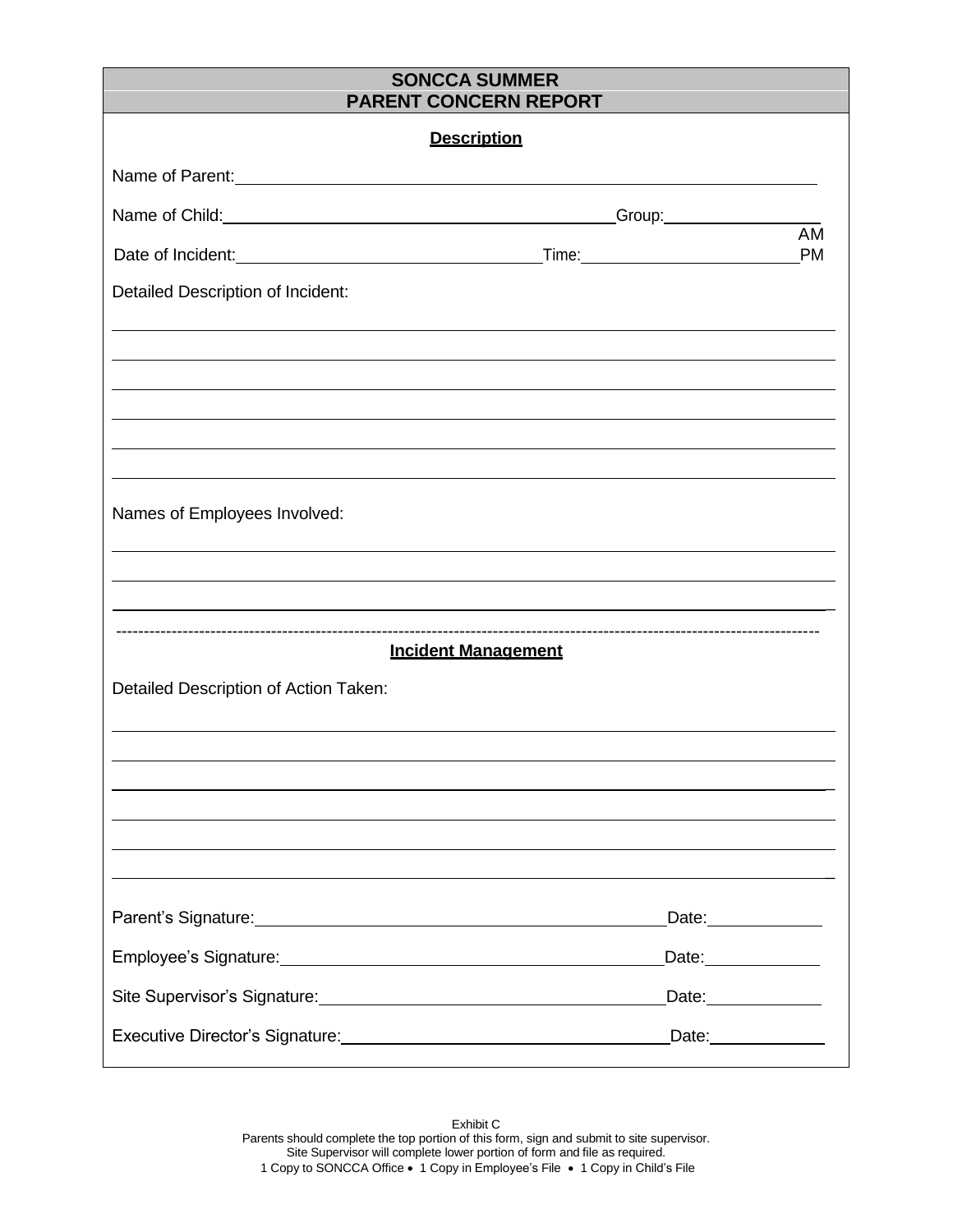# SONCCA SUMMER
## PARENT CONCERN REPORT

**Description**

Name of Parent: ______________________________________________

Name of Child: ______________________________ Group: ______________

Date of Incident: ______________________ Time: ______________ AM PM

Detailed Description of Incident:

______________________________________________

______________________________________________

______________________________________________

______________________________________________

______________________________________________

______________________________________________

Names of Employees Involved:

______________________________________________

______________________________________________

______________________________________________

---

**Incident Management**

Detailed Description of Action Taken:

______________________________________________

______________________________________________

______________________________________________

______________________________________________

______________________________________________

______________________________________________

Parent's Signature: ______________________________ Date: __________

Employee's Signature: ______________________________ Date: __________

Site Supervisor's Signature: ______________________________ Date: __________

Executive Director's Signature: ______________________________ Date: __________

Exhibit C

Parents should complete the top portion of this form, sign and submit to site supervisor.
Site Supervisor will complete lower portion of form and file as required.
1 Copy to SONCCA Office • 1 Copy in Employee's File • 1 Copy in Child's File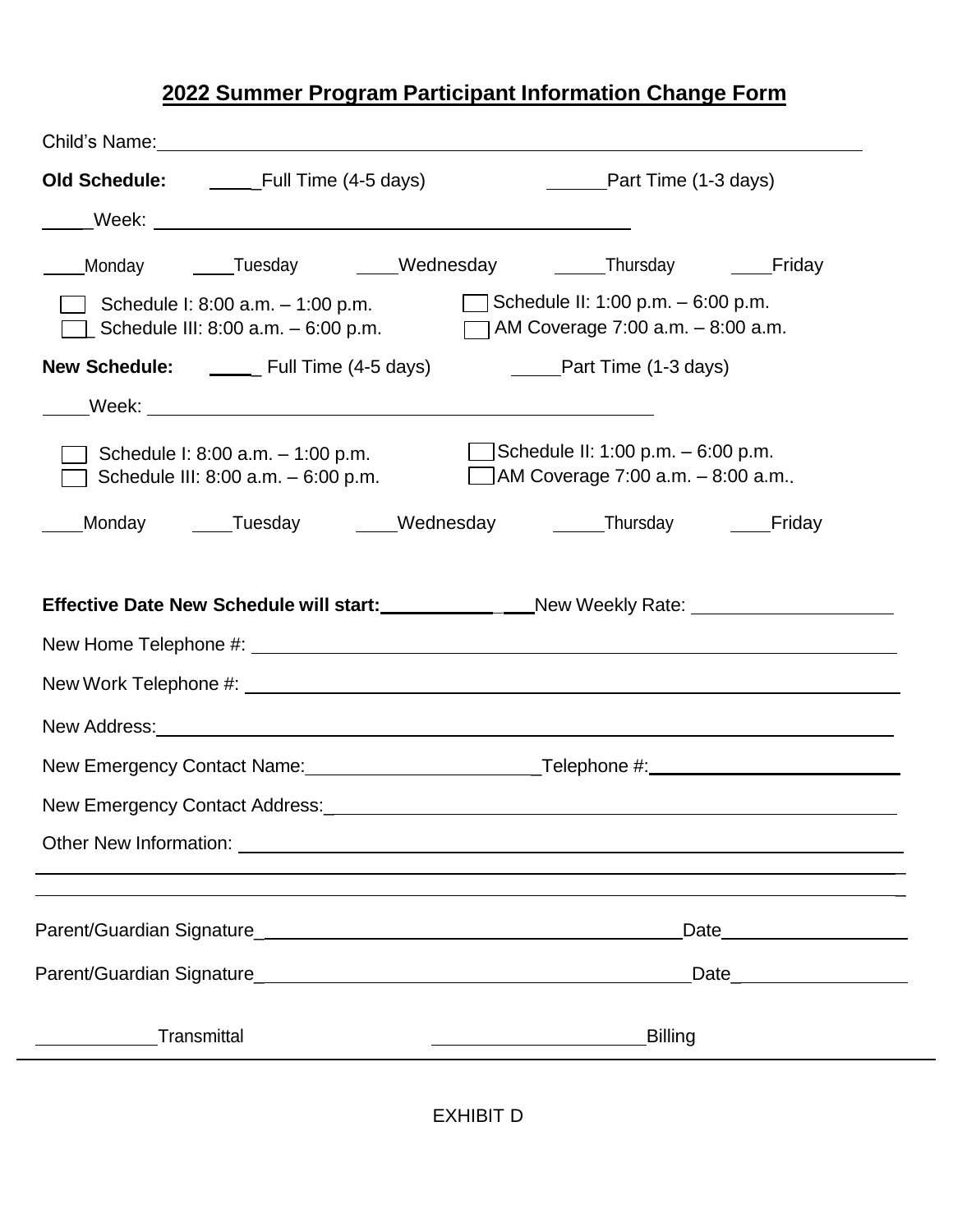## 2022 Summer Program Participant Information Change Form

Child's Name:\_\_\_\_\_\_\_\_\_\_\_\_\_\_\_\_\_\_\_\_\_\_\_\_\_\_\_\_\_\_\_\_\_\_\_\_\_\_\_\_\_\_\_\_\_\_\_\_\_\_\_\_\_\_\_\_

**Old Schedule:** \_\_\_\_\_Full Time (4-5 days) \_\_\_\_\_\_Part Time (1-3 days)

\_\_\_\_\_Week: \_\_\_\_\_\_\_\_\_\_\_\_\_\_\_\_\_\_\_\_\_\_\_\_\_\_\_\_\_\_\_\_\_\_\_\_\_\_\_\_\_\_\_\_

\_\_\_\_Monday \_\_\_\_Tuesday \_\_\_\_Wednesday \_\_\_\_\_Thursday \_\_\_\_Friday

☐ Schedule I: 8:00 a.m. – 1:00 p.m.
☐ Schedule II: 1:00 p.m. – 6:00 p.m.
☐ Schedule III: 8:00 a.m. – 6:00 p.m.
☐ AM Coverage 7:00 a.m. – 8:00 a.m.

**New Schedule:** \_\_\_\_\_ Full Time (4-5 days) \_\_\_\_\_Part Time (1-3 days)

\_\_\_\_\_Week: \_\_\_\_\_\_\_\_\_\_\_\_\_\_\_\_\_\_\_\_\_\_\_\_\_\_\_\_\_\_\_\_\_\_\_\_\_\_\_\_\_\_\_\_

☐ Schedule I: 8:00 a.m. – 1:00 p.m.
☐ Schedule II: 1:00 p.m. – 6:00 p.m.
☐ Schedule III: 8:00 a.m. – 6:00 p.m.
☐ AM Coverage 7:00 a.m. – 8:00 a.m..

\_\_\_\_Monday \_\_\_\_Tuesday \_\_\_\_Wednesday \_\_\_\_\_Thursday \_\_\_\_Friday

**Effective Date New Schedule will start:**\_\_\_\_\_\_\_\_\_\_\_\_\_\_ New Weekly Rate: \_\_\_\_\_\_\_\_\_\_\_\_\_\_\_\_\_\_

New Home Telephone #: \_\_\_\_\_\_\_\_\_\_\_\_\_\_\_\_\_\_\_\_\_\_\_\_\_\_\_\_\_\_\_\_\_\_\_\_\_\_\_\_\_\_\_\_\_\_\_\_\_\_\_\_

New Work Telephone #: \_\_\_\_\_\_\_\_\_\_\_\_\_\_\_\_\_\_\_\_\_\_\_\_\_\_\_\_\_\_\_\_\_\_\_\_\_\_\_\_\_\_\_\_\_\_\_\_\_\_\_\_

New Address:\_\_\_\_\_\_\_\_\_\_\_\_\_\_\_\_\_\_\_\_\_\_\_\_\_\_\_\_\_\_\_\_\_\_\_\_\_\_\_\_\_\_\_\_\_\_\_\_\_\_\_\_\_\_\_\_\_\_\_

New Emergency Contact Name:\_\_\_\_\_\_\_\_\_\_\_\_\_\_\_\_\_\_\_\_\_\_\_Telephone #:\_\_\_\_\_\_\_\_\_\_\_\_\_\_\_\_\_\_\_\_\_\_

New Emergency Contact Address:\_\_\_\_\_\_\_\_\_\_\_\_\_\_\_\_\_\_\_\_\_\_\_\_\_\_\_\_\_\_\_\_\_\_\_\_\_\_\_\_\_\_\_\_\_\_\_\_

Other New Information: \_\_\_\_\_\_\_\_\_\_\_\_\_\_\_\_\_\_\_\_\_\_\_\_\_\_\_\_\_\_\_\_\_\_\_\_\_\_\_\_\_\_\_\_\_\_\_\_\_\_\_\_\_\_

\_\_\_\_\_\_\_\_\_\_\_\_\_\_\_\_\_\_\_\_\_\_\_\_\_\_\_\_\_\_\_\_\_\_\_\_\_\_\_\_\_\_\_\_\_\_\_\_\_\_\_\_\_\_\_\_\_\_\_\_\_\_\_\_\_\_\_\_\_\_\_\_\_

\_\_\_\_\_\_\_\_\_\_\_\_\_\_\_\_\_\_\_\_\_\_\_\_\_\_\_\_\_\_\_\_\_\_\_\_\_\_\_\_\_\_\_\_\_\_\_\_\_\_\_\_\_\_\_\_\_\_\_\_\_\_\_\_\_\_\_\_\_\_\_\_\_

Parent/Guardian Signature\_\_\_\_\_\_\_\_\_\_\_\_\_\_\_\_\_\_\_\_\_\_\_\_\_\_\_\_\_\_\_\_\_\_\_\_\_\_\_\_\_Date\_\_\_\_\_\_\_\_\_\_\_\_\_\_\_\_\_\_

Parent/Guardian Signature\_\_\_\_\_\_\_\_\_\_\_\_\_\_\_\_\_\_\_\_\_\_\_\_\_\_\_\_\_\_\_\_\_\_\_\_\_\_\_\_\_Date\_\_\_\_\_\_\_\_\_\_\_\_\_\_\_\_\_\_

\_\_\_\_\_\_\_\_\_\_\_\_Transmittal \_\_\_\_\_\_\_\_\_\_\_\_\_\_\_\_\_\_\_\_Billing

EXHIBIT D